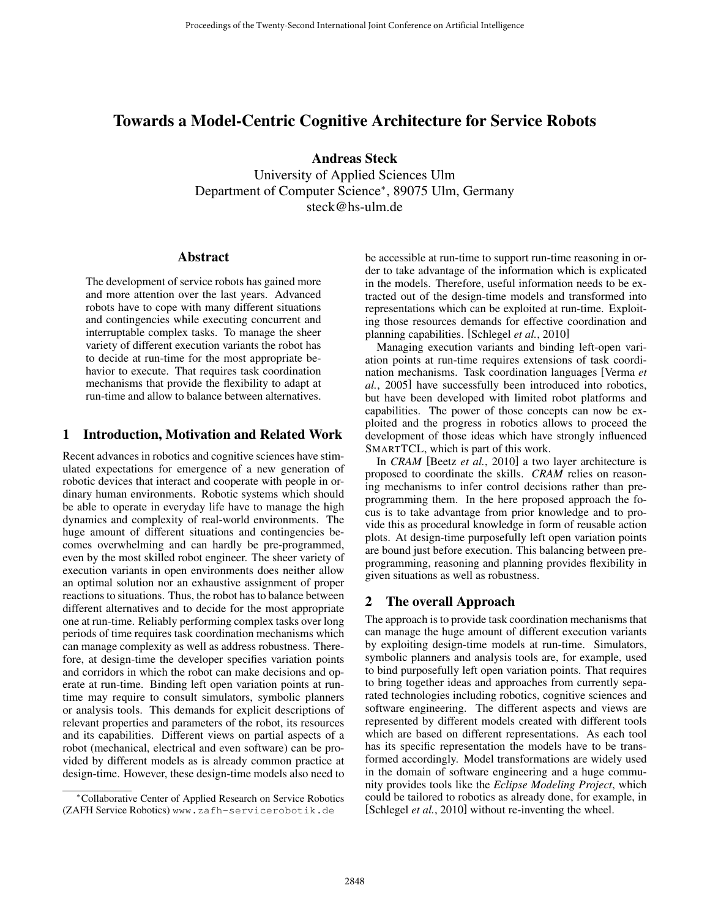# Towards a Model-Centric Cognitive Architecture for Service Robots

**Andreas Steck**
University of Applied Sciences Ulm
Department of Computer Science*, 89075 Ulm, Germany
steck@hs-ulm.de

## Abstract

The development of service robots has gained more and more attention over the last years. Advanced robots have to cope with many different situations and contingencies while executing concurrent and interruptable complex tasks. To manage the sheer variety of different execution variants the robot has to decide at run-time for the most appropriate behavior to execute. That requires task coordination mechanisms that provide the flexibility to adapt at run-time and allow to balance between alternatives.

## 1 Introduction, Motivation and Related Work

Recent advances in robotics and cognitive sciences have stimulated expectations for emergence of a new generation of robotic devices that interact and cooperate with people in ordinary human environments. Robotic systems which should be able to operate in everyday life have to manage the high dynamics and complexity of real-world environments. The huge amount of different situations and contingencies becomes overwhelming and can hardly be pre-programmed, even by the most skilled robot engineer. The sheer variety of execution variants in open environments does neither allow an optimal solution nor an exhaustive assignment of proper reactions to situations. Thus, the robot has to balance between different alternatives and to decide for the most appropriate one at run-time. Reliably performing complex tasks over long periods of time requires task coordination mechanisms which can manage complexity as well as address robustness. Therefore, at design-time the developer specifies variation points and corridors in which the robot can make decisions and operate at run-time. Binding left open variation points at run-time may require to consult simulators, symbolic planners or analysis tools. This demands for explicit descriptions of relevant properties and parameters of the robot, its resources and its capabilities. Different views on partial aspects of a robot (mechanical, electrical and even software) can be provided by different models as is already common practice at design-time. However, these design-time models also need to be accessible at run-time to support run-time reasoning in order to take advantage of the information which is explicated in the models. Therefore, useful information needs to be extracted out of the design-time models and transformed into representations which can be exploited at run-time. Exploiting those resources demands for effective coordination and planning capabilities. [Schlegel *et al.*, 2010]

Managing execution variants and binding left-open variation points at run-time requires extensions of task coordination mechanisms. Task coordination languages [Verma *et al.*, 2005] have successfully been introduced into robotics, but have been developed with limited robot platforms and capabilities. The power of those concepts can now be exploited and the progress in robotics allows to proceed the development of those ideas which have strongly influenced SMARTTCL, which is part of this work.

In *CRAM* [Beetz *et al.*, 2010] a two layer architecture is proposed to coordinate the skills. *CRAM* relies on reasoning mechanisms to infer control decisions rather than preprogramming them. In the here proposed approach the focus is to take advantage from prior knowledge and to provide this as procedural knowledge in form of reusable action plots. At design-time purposefully left open variation points are bound just before execution. This balancing between preprogramming, reasoning and planning provides flexibility in given situations as well as robustness.

## 2 The overall Approach

The approach is to provide task coordination mechanisms that can manage the huge amount of different execution variants by exploiting design-time models at run-time. Simulators, symbolic planners and analysis tools are, for example, used to bind purposefully left open variation points. That requires to bring together ideas and approaches from currently separated technologies including robotics, cognitive sciences and software engineering. The different aspects and views are represented by different models created with different tools which are based on different representations. As each tool has its specific representation the models have to be transformed accordingly. Model transformations are widely used in the domain of software engineering and a huge community provides tools like the *Eclipse Modeling Project*, which could be tailored to robotics as already done, for example, in [Schlegel *et al.*, 2010] without re-inventing the wheel.

*Collaborative Center of Applied Research on Service Robotics (ZAFH Service Robotics) www.zafh-servicerobotik.de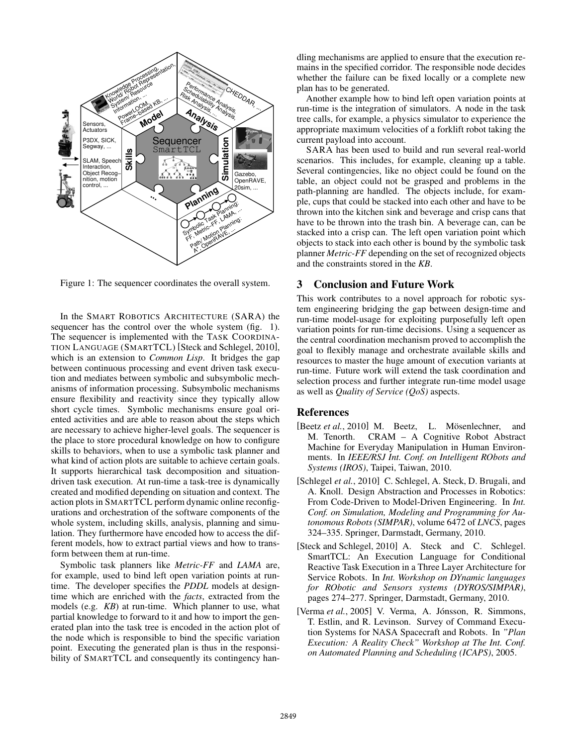Knowledge Processing, World/ Robot Representation, System/ Resource Information, ...

PowerLOOM, Frame-based KB, ...

Model

Performance Analysis, Schedulability Analysis, Risk Analysis, ...

CHEDDAR, ...

Analysis

Sensors, Actuators

P3DX, SICK, Segway, ...

SLAM, Speech Interaction, Object Recognition, motion control, ...

Skills

Sequencer
SmartTCL

Simulation

Gazebo, OpenRAVE, 20sim, ...

...

Planning

Symbolic Task Planning: FF, Metric-FF, LAMA, ...

Path/ Motion Planning: A*, OpenRAVE, ...

Figure 1: The sequencer coordinates the overall system.

In the SMART ROBOTICS ARCHITECTURE (SARA) the sequencer has the control over the whole system (fig. 1). The sequencer is implemented with the TASK COORDINATION LANGUAGE (SMARTTCL) [Steck and Schlegel, 2010], which is an extension to *Common Lisp*. It bridges the gap between continuous processing and event driven task execution and mediates between symbolic and subsymbolic mechanisms of information processing. Subsymbolic mechanisms ensure flexibility and reactivity since they typically allow short cycle times. Symbolic mechanisms ensure goal oriented activities and are able to reason about the steps which are necessary to achieve higher-level goals. The sequencer is the place to store procedural knowledge on how to configure skills to behaviors, when to use a symbolic task planner and what kind of action plots are suitable to achieve certain goals. It supports hierarchical task decomposition and situation-driven task execution. At run-time a task-tree is dynamically created and modified depending on situation and context. The action plots in SMARTTCL perform dynamic online reconfigurations and orchestration of the software components of the whole system, including skills, analysis, planning and simulation. They furthermore have encoded how to access the different models, how to extract partial views and how to transform between them at run-time.

Symbolic task planners like *Metric-FF* and *LAMA* are, for example, used to bind left open variation points at run-time. The developer specifies the *PDDL* models at design-time which are enriched with the *facts*, extracted from the models (e.g. *KB*) at run-time. Which planner to use, what partial knowledge to forward to it and how to import the generated plan into the task tree is encoded in the action plot of the node which is responsible to bind the specific variation point. Executing the generated plan is thus in the responsibility of SMARTTCL and consequently its contingency handling mechanisms are applied to ensure that the execution remains in the specified corridor. The responsible node decides whether the failure can be fixed locally or a complete new plan has to be generated.

Another example how to bind left open variation points at run-time is the integration of simulators. A node in the task tree calls, for example, a physics simulator to experience the appropriate maximum velocities of a forklift robot taking the current payload into account.

SARA has been used to build and run several real-world scenarios. This includes, for example, cleaning up a table. Several contingencies, like no object could be found on the table, an object could not be grasped and problems in the path-planning are handled. The objects include, for example, cups that could be stacked into each other and have to be thrown into the kitchen sink and beverage and crisp cans that have to be thrown into the trash bin. A beverage can, can be stacked into a crisp can. The left open variation point which objects to stack into each other is bound by the symbolic task planner *Metric-FF* depending on the set of recognized objects and the constraints stored in the *KB*.

## 3 Conclusion and Future Work

This work contributes to a novel approach for robotic system engineering bridging the gap between design-time and run-time model-usage for exploiting purposefully left open variation points for run-time decisions. Using a sequencer as the central coordination mechanism proved to accomplish the goal to flexibly manage and orchestrate available skills and resources to master the huge amount of execution variants at run-time. Future work will extend the task coordination and selection process and further integrate run-time model usage as well as *Quality of Service (QoS)* aspects.

## References

[Beetz *et al.*, 2010] M. Beetz, L. Mösenlechner, and M. Tenorth. CRAM – A Cognitive Robot Abstract Machine for Everyday Manipulation in Human Environments. In *IEEE/RSJ Int. Conf. on Intelligent RObots and Systems (IROS)*, Taipei, Taiwan, 2010.

[Schlegel *et al.*, 2010] C. Schlegel, A. Steck, D. Brugali, and A. Knoll. Design Abstraction and Processes in Robotics: From Code-Driven to Model-Driven Engineering. In *Int. Conf. on Simulation, Modeling and Programming for Autonomous Robots (SIMPAR)*, volume 6472 of *LNCS*, pages 324–335. Springer, Darmstadt, Germany, 2010.

[Steck and Schlegel, 2010] A. Steck and C. Schlegel. SmartTCL: An Execution Language for Conditional Reactive Task Execution in a Three Layer Architecture for Service Robots. In *Int. Workshop on DYnamic languages for RObotic and Sensors systems (DYROS/SIMPAR)*, pages 274–277. Springer, Darmstadt, Germany, 2010.

[Verma *et al.*, 2005] V. Verma, A. Jónsson, R. Simmons, T. Estlin, and R. Levinson. Survey of Command Execution Systems for NASA Spacecraft and Robots. In *"Plan Execution: A Reality Check" Workshop at The Int. Conf. on Automated Planning and Scheduling (ICAPS)*, 2005.